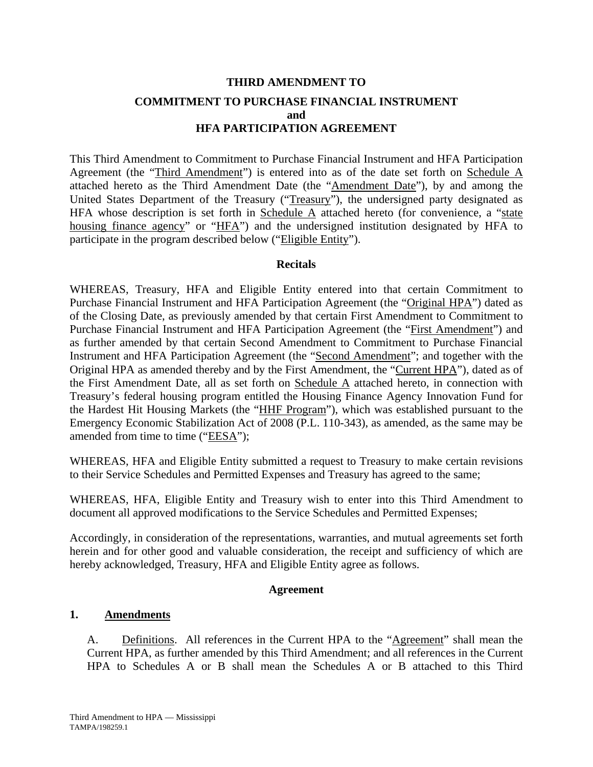**THIRD AMENDMENT TO**

**COMMITMENT TO PURCHASE FINANCIAL INSTRUMENT and HFA PARTICIPATION AGREEMENT**

This Third Amendment to Commitment to Purchase Financial Instrument and HFA Participation Agreement (the "Third Amendment") is entered into as of the date set forth on Schedule A attached hereto as the Third Amendment Date (the "Amendment Date"), by and among the United States Department of the Treasury ("Treasury"), the undersigned party designated as HFA whose description is set forth in Schedule A attached hereto (for convenience, a "state housing finance agency" or "HFA") and the undersigned institution designated by HFA to participate in the program described below ("Eligible Entity").

**Recitals**

WHEREAS, Treasury, HFA and Eligible Entity entered into that certain Commitment to Purchase Financial Instrument and HFA Participation Agreement (the "Original HPA") dated as of the Closing Date, as previously amended by that certain First Amendment to Commitment to Purchase Financial Instrument and HFA Participation Agreement (the "First Amendment") and as further amended by that certain Second Amendment to Commitment to Purchase Financial Instrument and HFA Participation Agreement (the "Second Amendment"; and together with the Original HPA as amended thereby and by the First Amendment, the "Current HPA"), dated as of the First Amendment Date, all as set forth on Schedule A attached hereto, in connection with Treasury's federal housing program entitled the Housing Finance Agency Innovation Fund for the Hardest Hit Housing Markets (the "HHF Program"), which was established pursuant to the Emergency Economic Stabilization Act of 2008 (P.L. 110-343), as amended, as the same may be amended from time to time ("EESA");

WHEREAS, HFA and Eligible Entity submitted a request to Treasury to make certain revisions to their Service Schedules and Permitted Expenses and Treasury has agreed to the same;

WHEREAS, HFA, Eligible Entity and Treasury wish to enter into this Third Amendment to document all approved modifications to the Service Schedules and Permitted Expenses;

Accordingly, in consideration of the representations, warranties, and mutual agreements set forth herein and for other good and valuable consideration, the receipt and sufficiency of which are hereby acknowledged, Treasury, HFA and Eligible Entity agree as follows.

**Agreement**

**1. Amendments**

A. Definitions. All references in the Current HPA to the "Agreement" shall mean the Current HPA, as further amended by this Third Amendment; and all references in the Current HPA to Schedules A or B shall mean the Schedules A or B attached to this Third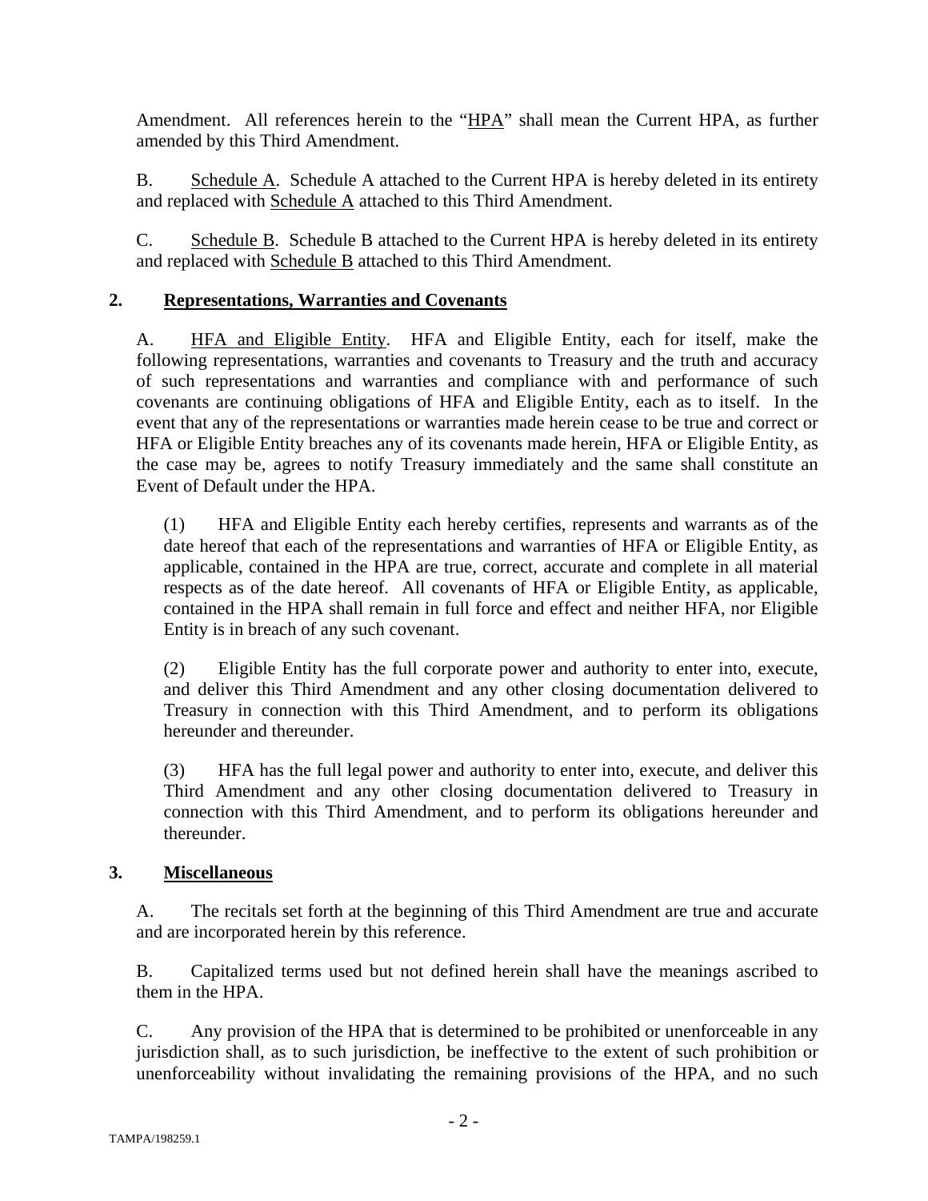Amendment. All references herein to the "HPA" shall mean the Current HPA, as further amended by this Third Amendment.

B. Schedule A. Schedule A attached to the Current HPA is hereby deleted in its entirety and replaced with Schedule A attached to this Third Amendment.

C. Schedule B. Schedule B attached to the Current HPA is hereby deleted in its entirety and replaced with Schedule B attached to this Third Amendment.

## 2. Representations, Warranties and Covenants

A. HFA and Eligible Entity. HFA and Eligible Entity, each for itself, make the following representations, warranties and covenants to Treasury and the truth and accuracy of such representations and warranties and compliance with and performance of such covenants are continuing obligations of HFA and Eligible Entity, each as to itself. In the event that any of the representations or warranties made herein cease to be true and correct or HFA or Eligible Entity breaches any of its covenants made herein, HFA or Eligible Entity, as the case may be, agrees to notify Treasury immediately and the same shall constitute an Event of Default under the HPA.

(1) HFA and Eligible Entity each hereby certifies, represents and warrants as of the date hereof that each of the representations and warranties of HFA or Eligible Entity, as applicable, contained in the HPA are true, correct, accurate and complete in all material respects as of the date hereof. All covenants of HFA or Eligible Entity, as applicable, contained in the HPA shall remain in full force and effect and neither HFA, nor Eligible Entity is in breach of any such covenant.

(2) Eligible Entity has the full corporate power and authority to enter into, execute, and deliver this Third Amendment and any other closing documentation delivered to Treasury in connection with this Third Amendment, and to perform its obligations hereunder and thereunder.

(3) HFA has the full legal power and authority to enter into, execute, and deliver this Third Amendment and any other closing documentation delivered to Treasury in connection with this Third Amendment, and to perform its obligations hereunder and thereunder.

## 3. Miscellaneous

A. The recitals set forth at the beginning of this Third Amendment are true and accurate and are incorporated herein by this reference.

B. Capitalized terms used but not defined herein shall have the meanings ascribed to them in the HPA.

C. Any provision of the HPA that is determined to be prohibited or unenforceable in any jurisdiction shall, as to such jurisdiction, be ineffective to the extent of such prohibition or unenforceability without invalidating the remaining provisions of the HPA, and no such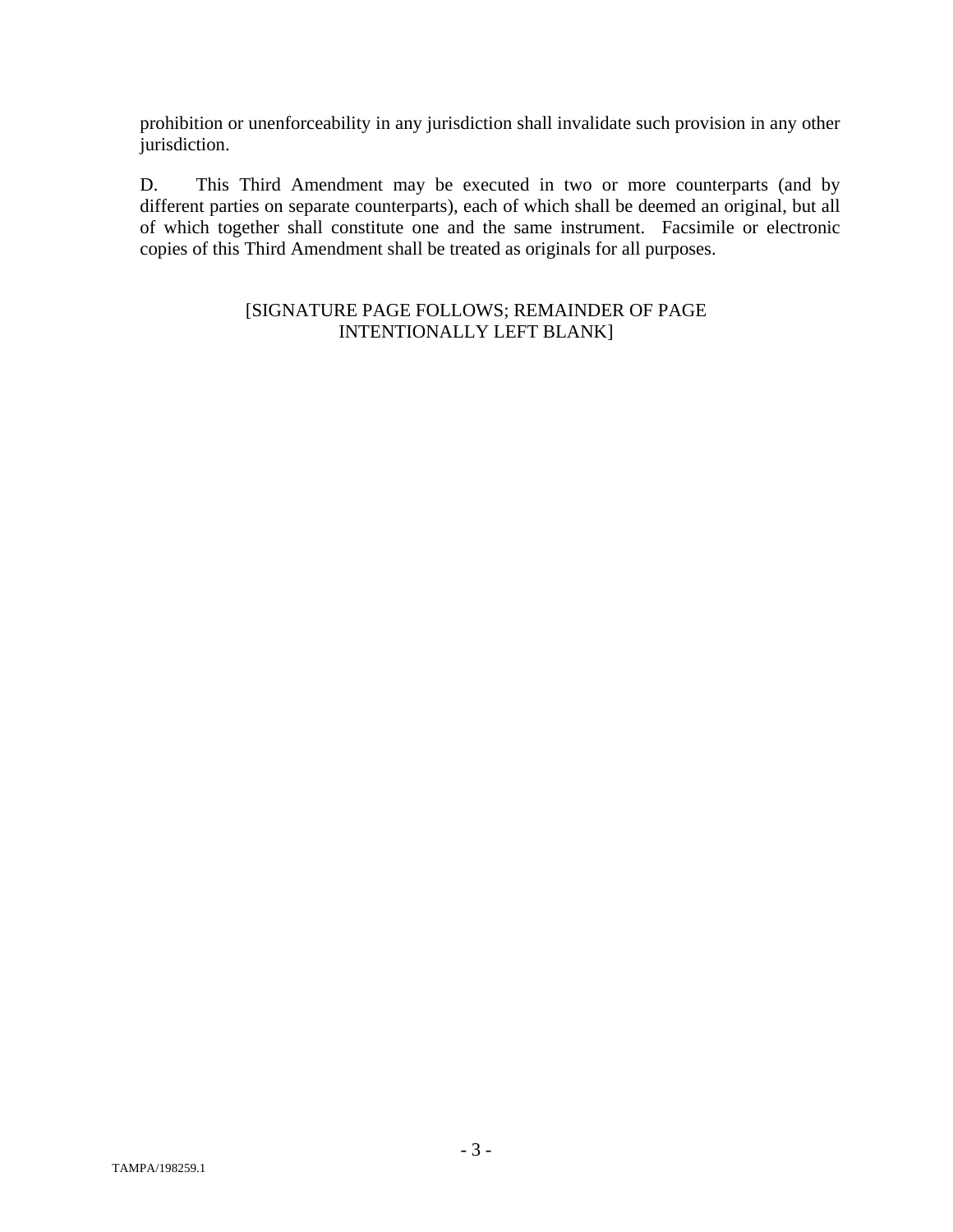prohibition or unenforceability in any jurisdiction shall invalidate such provision in any other jurisdiction.

D. This Third Amendment may be executed in two or more counterparts (and by different parties on separate counterparts), each of which shall be deemed an original, but all of which together shall constitute one and the same instrument. Facsimile or electronic copies of this Third Amendment shall be treated as originals for all purposes.

[SIGNATURE PAGE FOLLOWS; REMAINDER OF PAGE INTENTIONALLY LEFT BLANK]

TAMPA/198259.1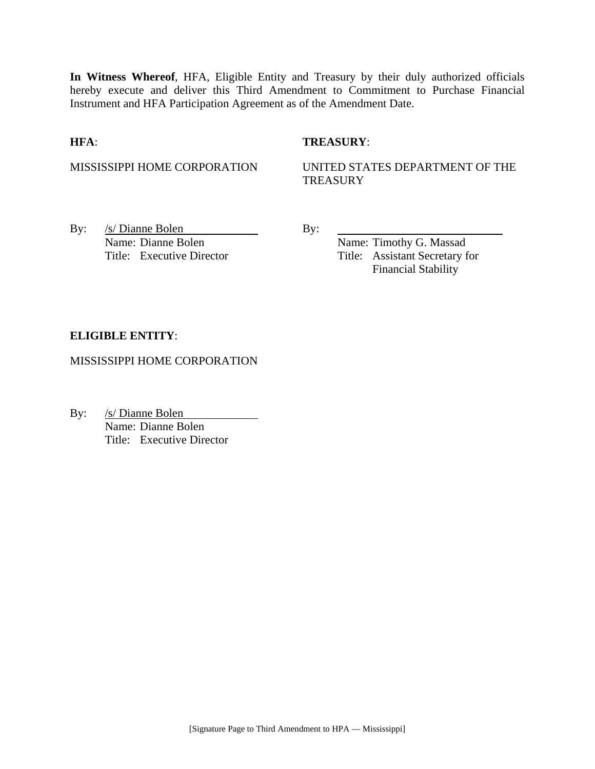**In Witness Whereof**, HFA, Eligible Entity and Treasury by their duly authorized officials hereby execute and deliver this Third Amendment to Commitment to Purchase Financial Instrument and HFA Participation Agreement as of the Amendment Date.

**HFA**:

MISSISSIPPI HOME CORPORATION

By: /s/ Dianne Bolen
Name: Dianne Bolen
Title: Executive Director

**TREASURY**:

UNITED STATES DEPARTMENT OF THE TREASURY

By: ______________________________
Name: Timothy G. Massad
Title: Assistant Secretary for Financial Stability

**ELIGIBLE ENTITY**:

MISSISSIPPI HOME CORPORATION

By: /s/ Dianne Bolen
Name: Dianne Bolen
Title: Executive Director

[Signature Page to Third Amendment to HPA — Mississippi]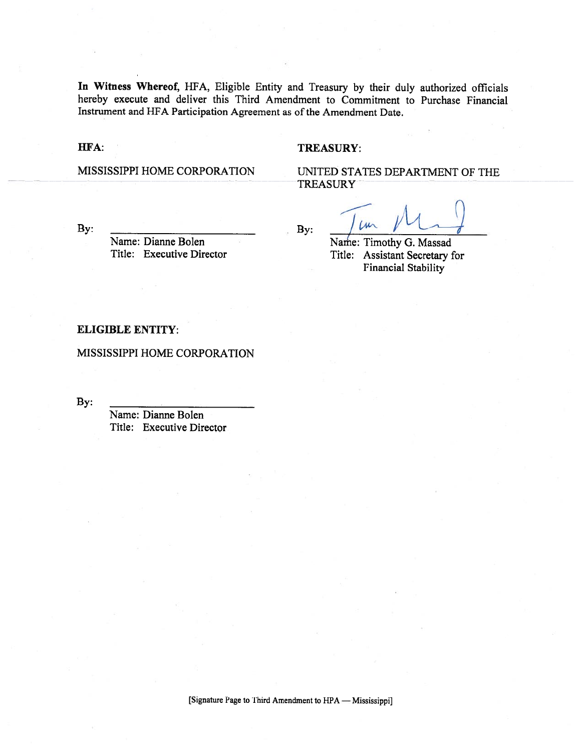**In Witness Whereof,** HFA, Eligible Entity and Treasury by their duly authorized officials hereby execute and deliver this Third Amendment to Commitment to Purchase Financial Instrument and HFA Participation Agreement as of the Amendment Date.

**HFA:**

MISSISSIPPI HOME CORPORATION

By: \_\_\_\_\_\_\_\_\_\_\_\_\_\_\_\_\_\_\_\_\_\_\_\_

Name: Dianne Bolen
Title: Executive Director

**TREASURY:**

UNITED STATES DEPARTMENT OF THE TREASURY

By: \_\_\_\_\_\_\_\_\_\_\_\_\_\_\_\_\_\_\_\_\_\_\_\_

Name: Timothy G. Massad
Title: Assistant Secretary for Financial Stability

**ELIGIBLE ENTITY:**

MISSISSIPPI HOME CORPORATION

By: \_\_\_\_\_\_\_\_\_\_\_\_\_\_\_\_\_\_\_\_\_\_\_\_

Name: Dianne Bolen
Title: Executive Director

[Signature Page to Third Amendment to HPA — Mississippi]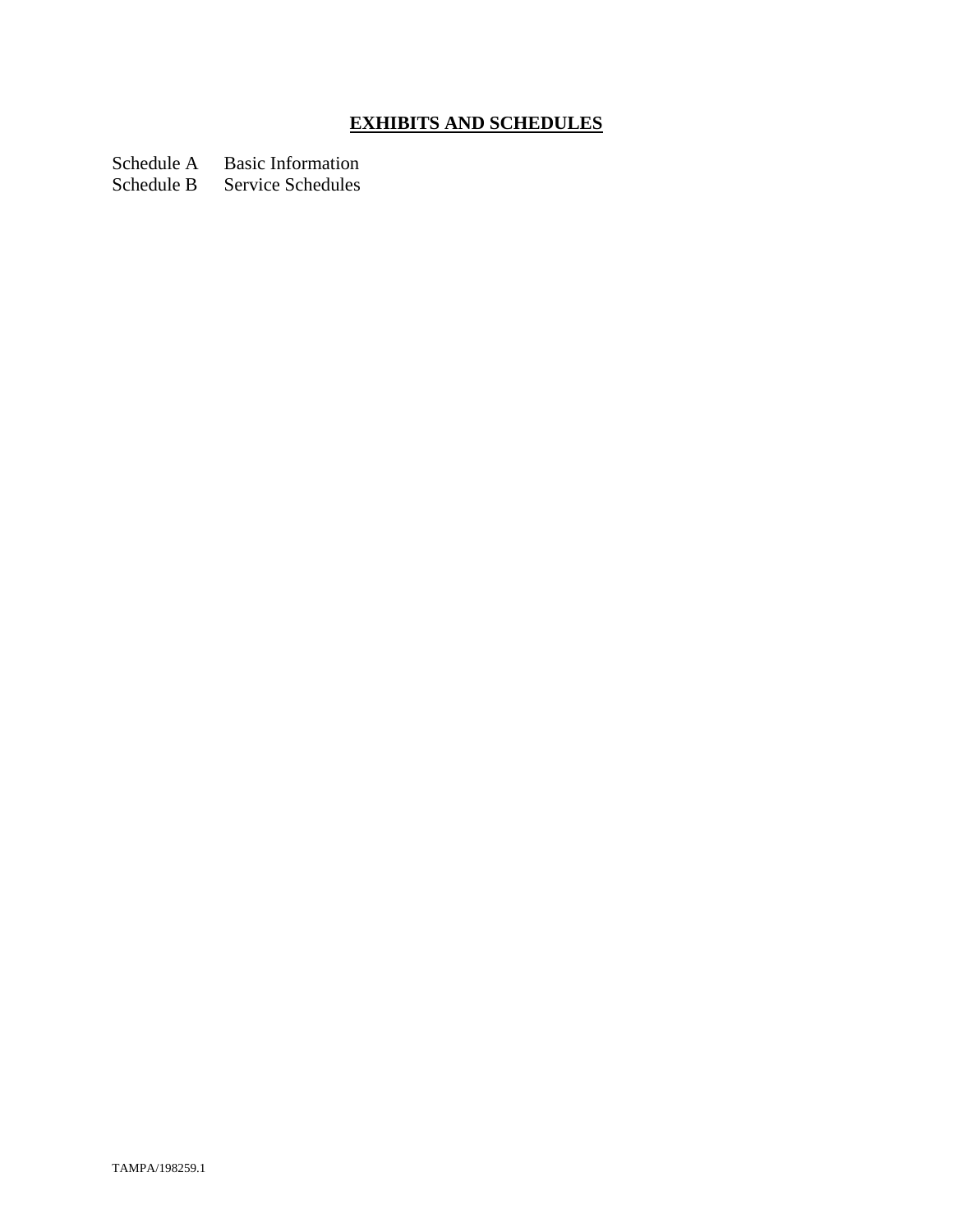# **EXHIBITS AND SCHEDULES**

Schedule A Basic Information
Schedule B Service Schedules

TAMPA/198259.1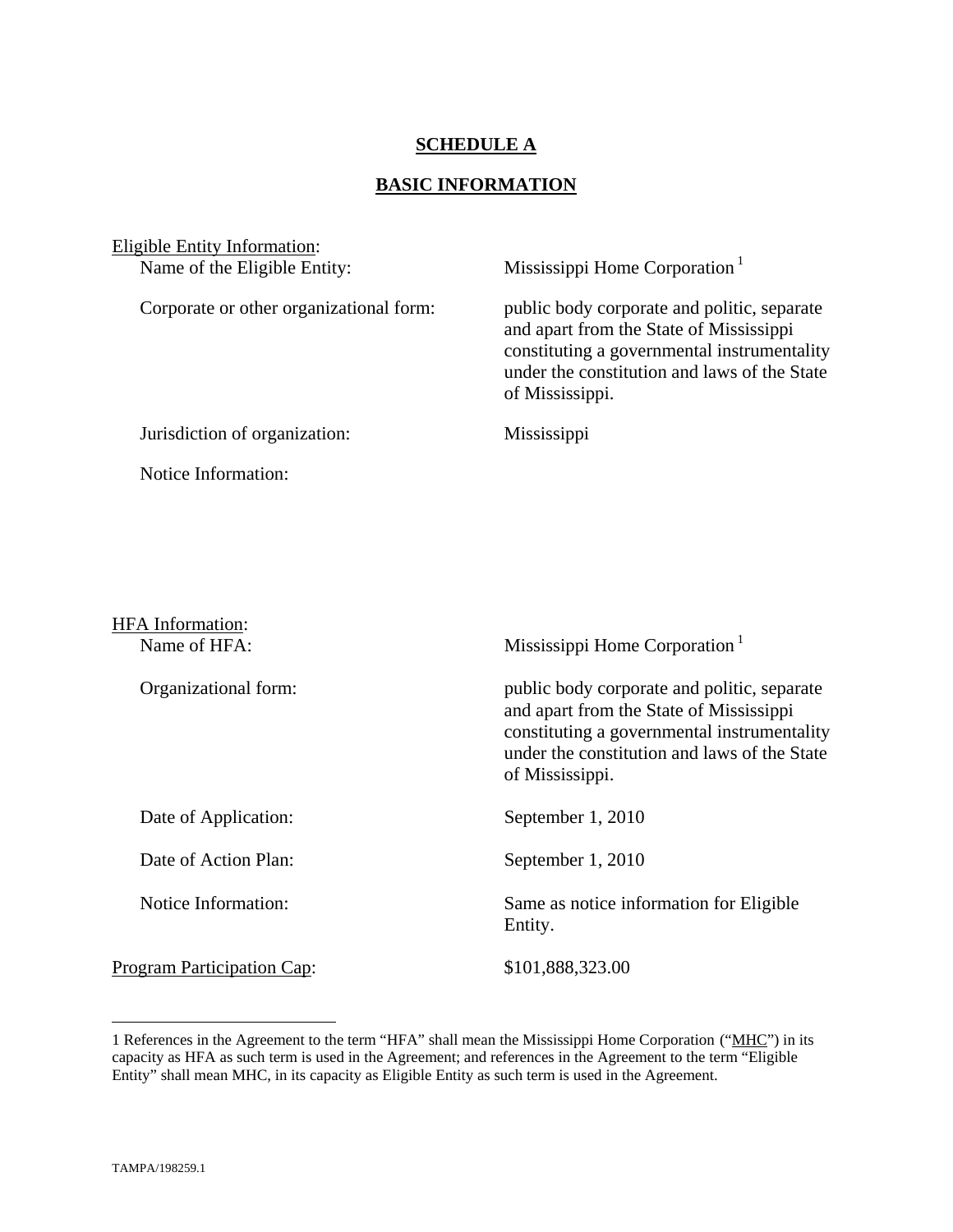# SCHEDULE A

## BASIC INFORMATION

Eligible Entity Information:

Name of the Eligible Entity: Mississippi Home Corporation [1]

Corporate or other organizational form: public body corporate and politic, separate and apart from the State of Mississippi constituting a governmental instrumentality under the constitution and laws of the State of Mississippi.

Jurisdiction of organization: Mississippi

Notice Information:

HFA Information:

Name of HFA: Mississippi Home Corporation [1]

Organizational form: public body corporate and politic, separate and apart from the State of Mississippi constituting a governmental instrumentality under the constitution and laws of the State of Mississippi.

Date of Application: September 1, 2010

Date of Action Plan: September 1, 2010

Notice Information: Same as notice information for Eligible Entity.

Program Participation Cap: $101,888,323.00

---

1 References in the Agreement to the term "HFA" shall mean the Mississippi Home Corporation ("MHC") in its capacity as HFA as such term is used in the Agreement; and references in the Agreement to the term "Eligible Entity" shall mean MHC, in its capacity as Eligible Entity as such term is used in the Agreement.

TAMPA/198259.1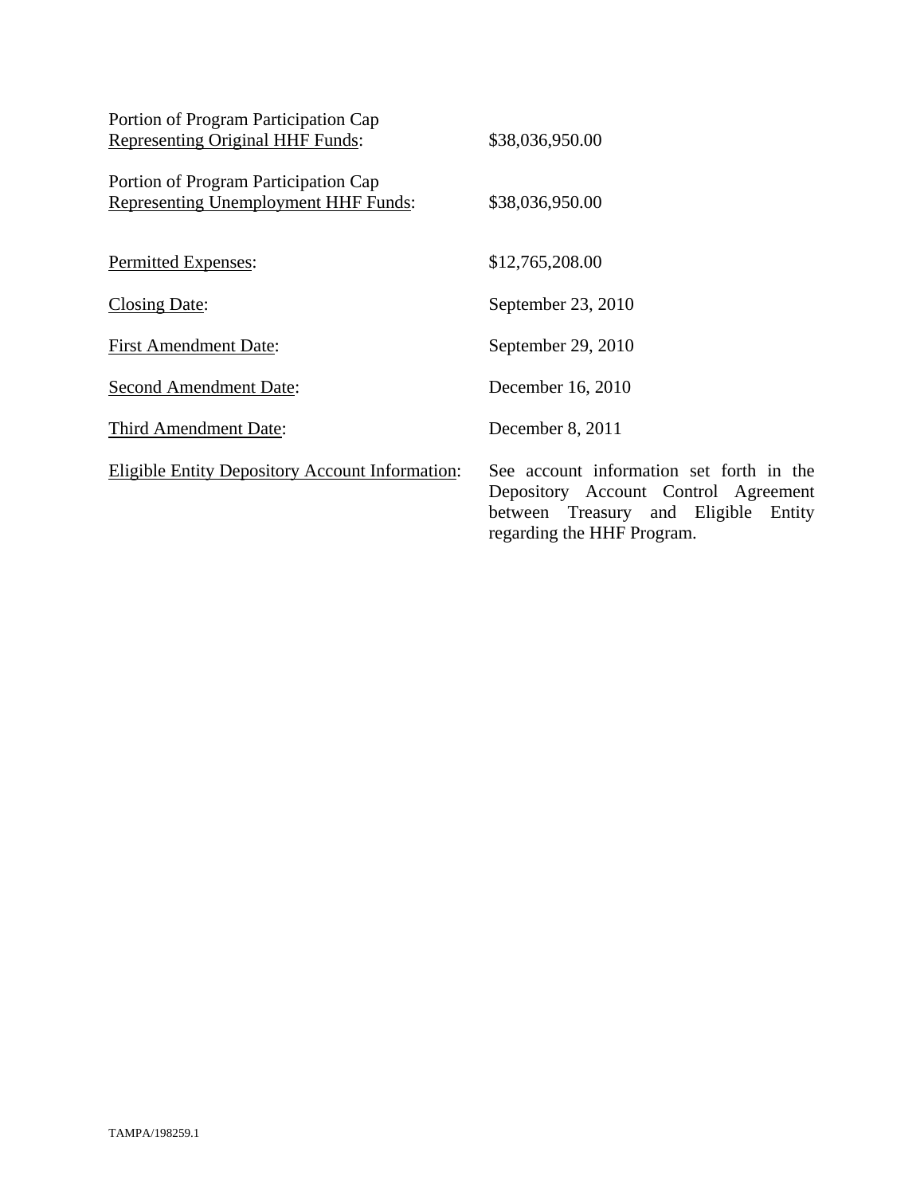| | |
|---|---|
| Portion of Program Participation Cap <u>Representing Original HHF Funds</u>: | $38,036,950.00 |
| Portion of Program Participation Cap <u>Representing Unemployment HHF Funds</u>: | $38,036,950.00 |
| <u>Permitted Expenses</u>: | $12,765,208.00 |
| <u>Closing Date</u>: | September 23, 2010 |
| <u>First Amendment Date</u>: | September 29, 2010 |
| <u>Second Amendment Date</u>: | December 16, 2010 |
| <u>Third Amendment Date</u>: | December 8, 2011 |
| <u>Eligible Entity Depository Account Information</u>: | See account information set forth in the Depository Account Control Agreement between Treasury and Eligible Entity regarding the HHF Program. |

TAMPA/198259.1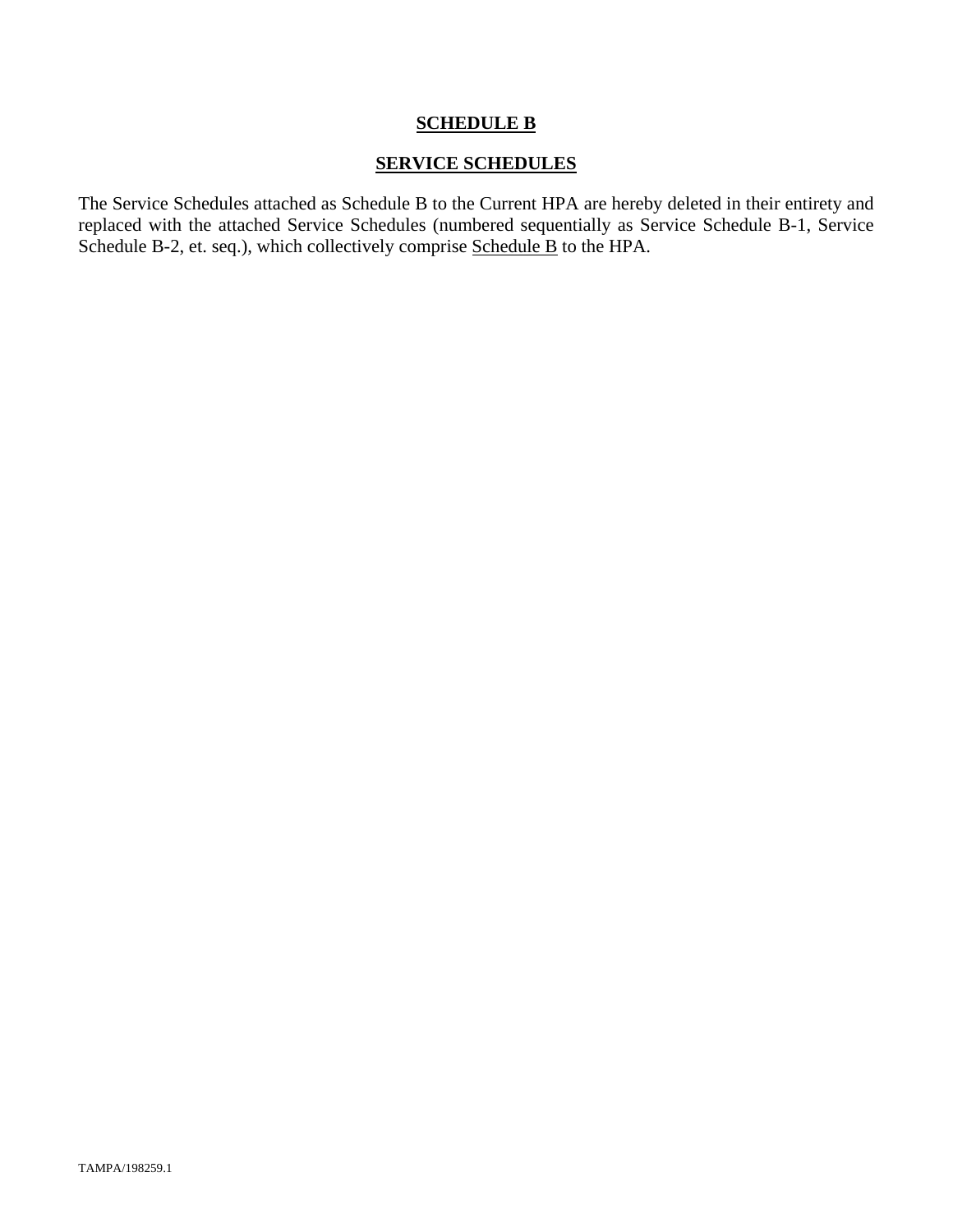# **SCHEDULE B**

## **SERVICE SCHEDULES**

The Service Schedules attached as Schedule B to the Current HPA are hereby deleted in their entirety and replaced with the attached Service Schedules (numbered sequentially as Service Schedule B-1, Service Schedule B-2, et. seq.), which collectively comprise Schedule B to the HPA.

TAMPA/198259.1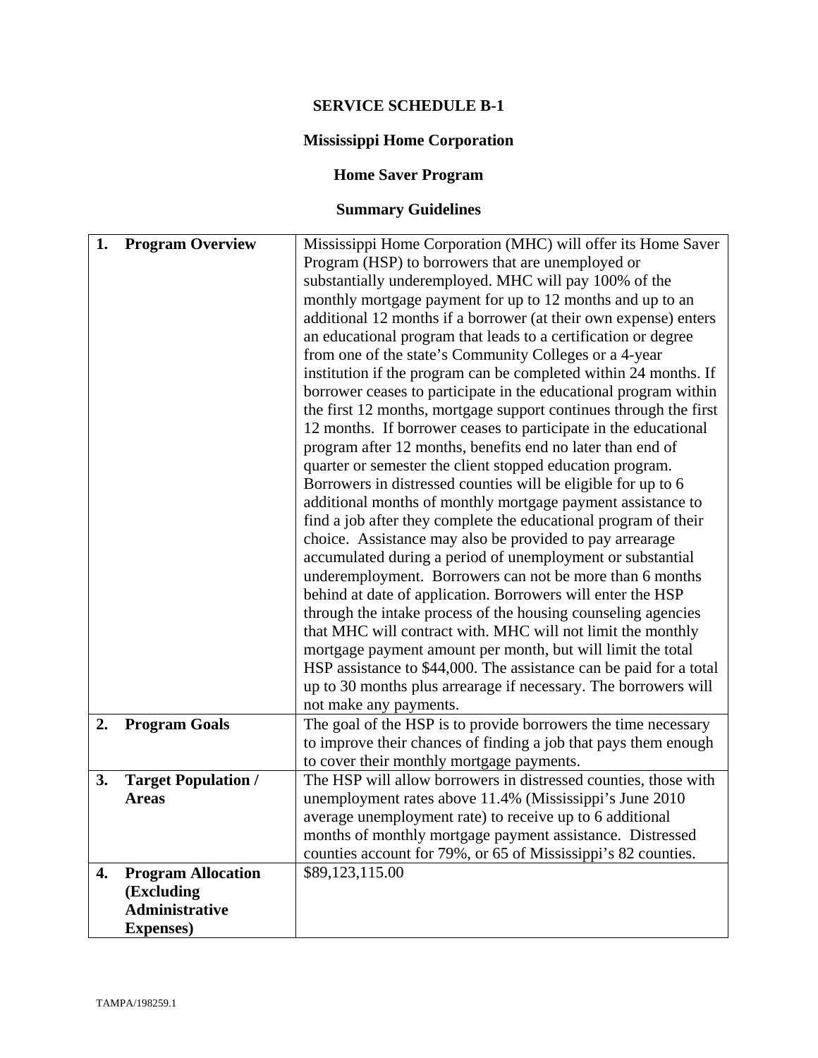**SERVICE SCHEDULE B-1**

**Mississippi Home Corporation**

**Home Saver Program**

**Summary Guidelines**

| | |
|---|---|
| **1. Program Overview** | Mississippi Home Corporation (MHC) will offer its Home Saver Program (HSP) to borrowers that are unemployed or substantially underemployed. MHC will pay 100% of the monthly mortgage payment for up to 12 months and up to an additional 12 months if a borrower (at their own expense) enters an educational program that leads to a certification or degree from one of the state's Community Colleges or a 4-year institution if the program can be completed within 24 months. If borrower ceases to participate in the educational program within the first 12 months, mortgage support continues through the first 12 months. If borrower ceases to participate in the educational program after 12 months, benefits end no later than end of quarter or semester the client stopped education program. Borrowers in distressed counties will be eligible for up to 6 additional months of monthly mortgage payment assistance to find a job after they complete the educational program of their choice. Assistance may also be provided to pay arrearage accumulated during a period of unemployment or substantial underemployment. Borrowers can not be more than 6 months behind at date of application. Borrowers will enter the HSP through the intake process of the housing counseling agencies that MHC will contract with. MHC will not limit the monthly mortgage payment amount per month, but will limit the total HSP assistance to $44,000. The assistance can be paid for a total up to 30 months plus arrearage if necessary. The borrowers will not make any payments. |
| **2. Program Goals** | The goal of the HSP is to provide borrowers the time necessary to improve their chances of finding a job that pays them enough to cover their monthly mortgage payments. |
| **3. Target Population / Areas** | The HSP will allow borrowers in distressed counties, those with unemployment rates above 11.4% (Mississippi's June 2010 average unemployment rate) to receive up to 6 additional months of monthly mortgage payment assistance. Distressed counties account for 79%, or 65 of Mississippi's 82 counties. |
| **4. Program Allocation (Excluding Administrative Expenses)** | $89,123,115.00 |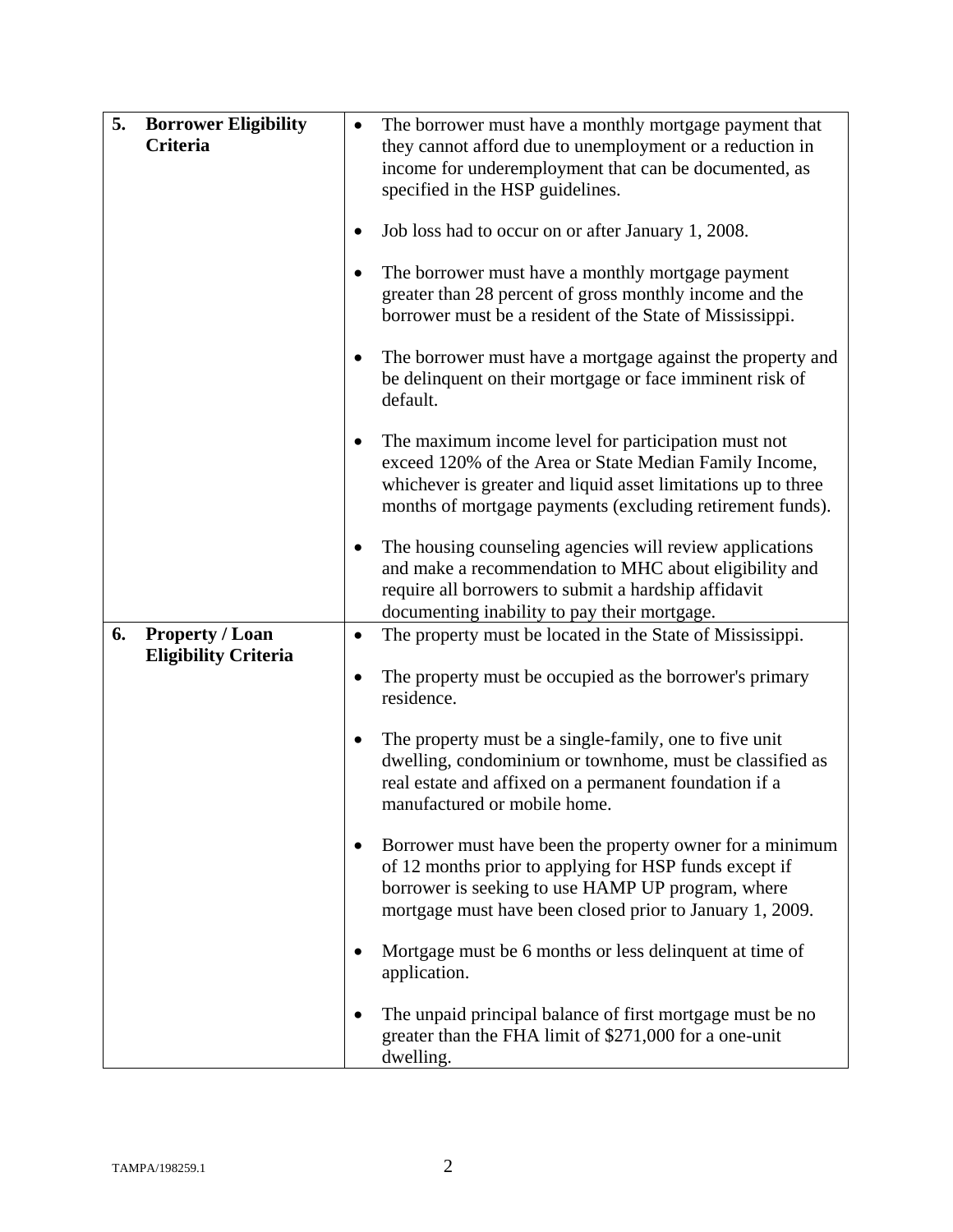| | |
|---|---|
| **5. Borrower Eligibility Criteria** | • The borrower must have a monthly mortgage payment that they cannot afford due to unemployment or a reduction in income for underemployment that can be documented, as specified in the HSP guidelines.<br><br>• Job loss had to occur on or after January 1, 2008.<br><br>• The borrower must have a monthly mortgage payment greater than 28 percent of gross monthly income and the borrower must be a resident of the State of Mississippi.<br><br>• The borrower must have a mortgage against the property and be delinquent on their mortgage or face imminent risk of default.<br><br>• The maximum income level for participation must not exceed 120% of the Area or State Median Family Income, whichever is greater and liquid asset limitations up to three months of mortgage payments (excluding retirement funds).<br><br>• The housing counseling agencies will review applications and make a recommendation to MHC about eligibility and require all borrowers to submit a hardship affidavit documenting inability to pay their mortgage. |
| **6. Property / Loan Eligibility Criteria** | • The property must be located in the State of Mississippi.<br><br>• The property must be occupied as the borrower's primary residence.<br><br>• The property must be a single-family, one to five unit dwelling, condominium or townhome, must be classified as real estate and affixed on a permanent foundation if a manufactured or mobile home.<br><br>• Borrower must have been the property owner for a minimum of 12 months prior to applying for HSP funds except if borrower is seeking to use HAMP UP program, where mortgage must have been closed prior to January 1, 2009.<br><br>• Mortgage must be 6 months or less delinquent at time of application.<br><br>• The unpaid principal balance of first mortgage must be no greater than the FHA limit of $271,000 for a one-unit dwelling. |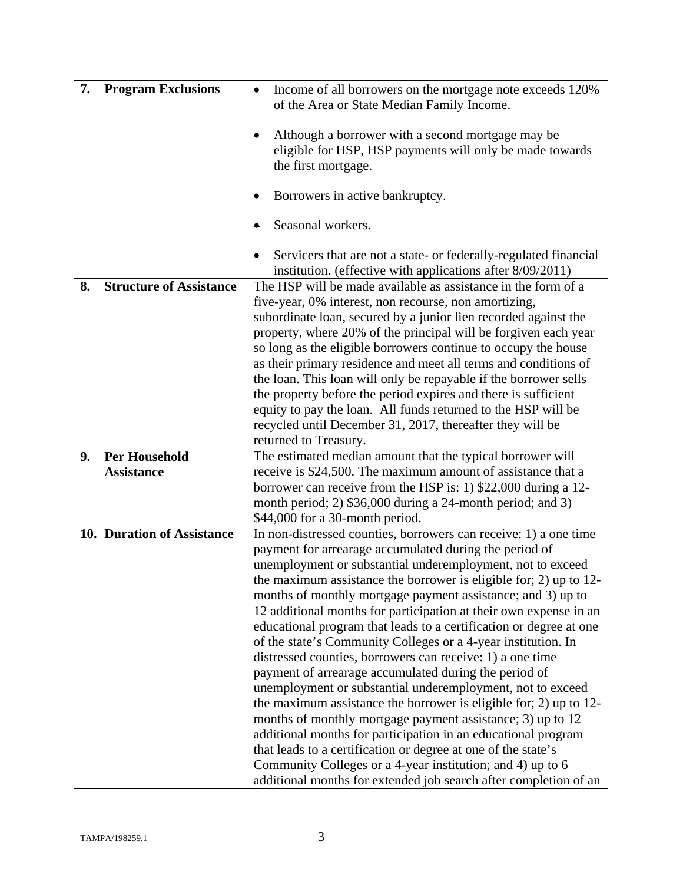| | |
|---|---|
| **7. Program Exclusions** | • Income of all borrowers on the mortgage note exceeds 120% of the Area or State Median Family Income.<br><br>• Although a borrower with a second mortgage may be eligible for HSP, HSP payments will only be made towards the first mortgage.<br><br>• Borrowers in active bankruptcy.<br><br>• Seasonal workers.<br><br>• Servicers that are not a state- or federally-regulated financial institution. (effective with applications after 8/09/2011) |
| **8. Structure of Assistance** | The HSP will be made available as assistance in the form of a five-year, 0% interest, non recourse, non amortizing, subordinate loan, secured by a junior lien recorded against the property, where 20% of the principal will be forgiven each year so long as the eligible borrowers continue to occupy the house as their primary residence and meet all terms and conditions of the loan. This loan will only be repayable if the borrower sells the property before the period expires and there is sufficient equity to pay the loan. All funds returned to the HSP will be recycled until December 31, 2017, thereafter they will be returned to Treasury. |
| **9. Per Household Assistance** | The estimated median amount that the typical borrower will receive is $24,500. The maximum amount of assistance that a borrower can receive from the HSP is: 1) $22,000 during a 12-month period; 2) $36,000 during a 24-month period; and 3) $44,000 for a 30-month period. |
| **10. Duration of Assistance** | In non-distressed counties, borrowers can receive: 1) a one time payment for arrearage accumulated during the period of unemployment or substantial underemployment, not to exceed the maximum assistance the borrower is eligible for; 2) up to 12-months of monthly mortgage payment assistance; and 3) up to 12 additional months for participation at their own expense in an educational program that leads to a certification or degree at one of the state's Community Colleges or a 4-year institution. In distressed counties, borrowers can receive: 1) a one time payment of arrearage accumulated during the period of unemployment or substantial underemployment, not to exceed the maximum assistance the borrower is eligible for; 2) up to 12-months of monthly mortgage payment assistance; 3) up to 12 additional months for participation in an educational program that leads to a certification or degree at one of the state's Community Colleges or a 4-year institution; and 4) up to 6 additional months for extended job search after completion of an |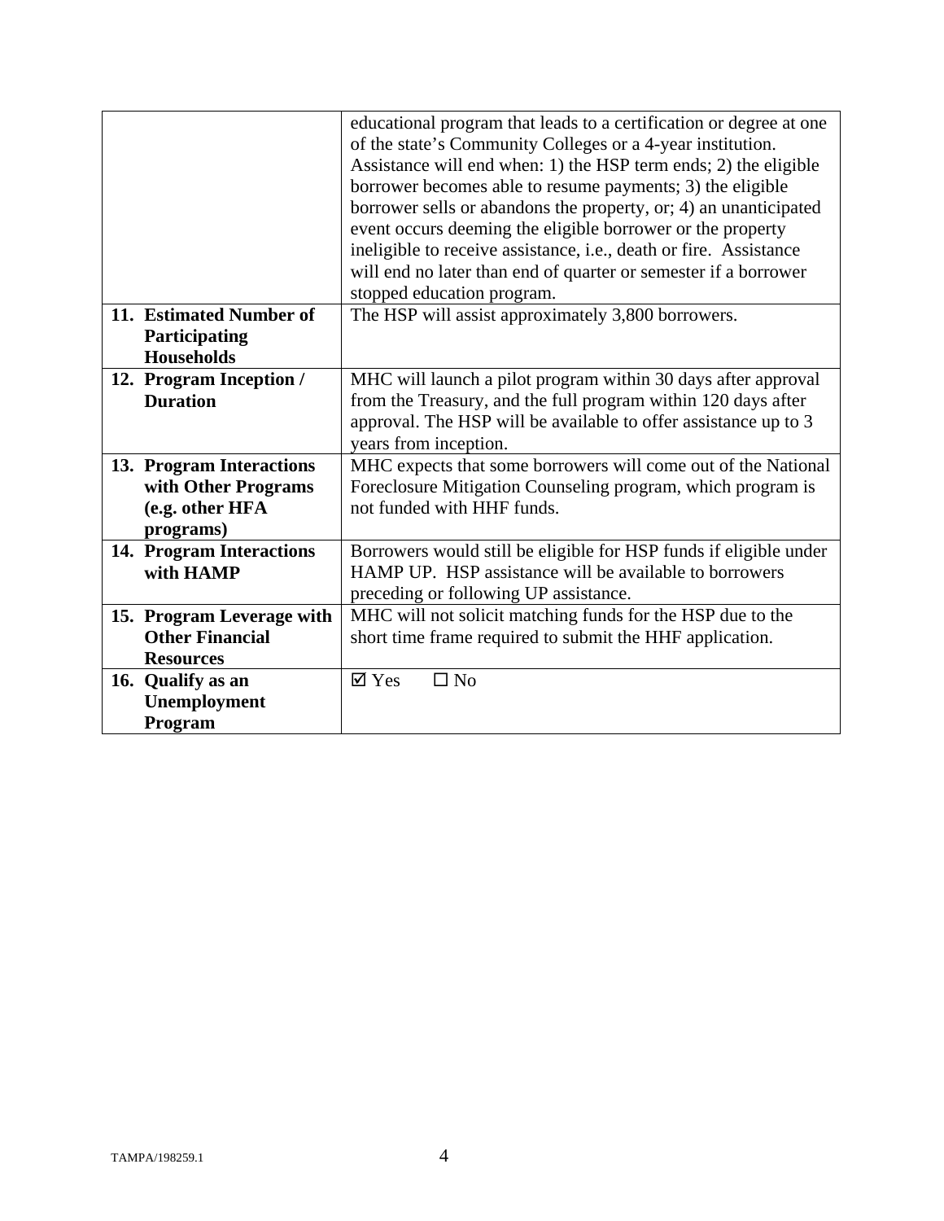| | |
|---|---|
| | educational program that leads to a certification or degree at one of the state's Community Colleges or a 4-year institution. Assistance will end when: 1) the HSP term ends; 2) the eligible borrower becomes able to resume payments; 3) the eligible borrower sells or abandons the property, or; 4) an unanticipated event occurs deeming the eligible borrower or the property ineligible to receive assistance, i.e., death or fire. Assistance will end no later than end of quarter or semester if a borrower stopped education program. |
| **11. Estimated Number of Participating Households** | The HSP will assist approximately 3,800 borrowers. |
| **12. Program Inception / Duration** | MHC will launch a pilot program within 30 days after approval from the Treasury, and the full program within 120 days after approval. The HSP will be available to offer assistance up to 3 years from inception. |
| **13. Program Interactions with Other Programs (e.g. other HFA programs)** | MHC expects that some borrowers will come out of the National Foreclosure Mitigation Counseling program, which program is not funded with HHF funds. |
| **14. Program Interactions with HAMP** | Borrowers would still be eligible for HSP funds if eligible under HAMP UP. HSP assistance will be available to borrowers preceding or following UP assistance. |
| **15. Program Leverage with Other Financial Resources** | MHC will not solicit matching funds for the HSP due to the short time frame required to submit the HHF application. |
| **16. Qualify as an Unemployment Program** | ☑ Yes ☐ No |

TAMPA/198259.1